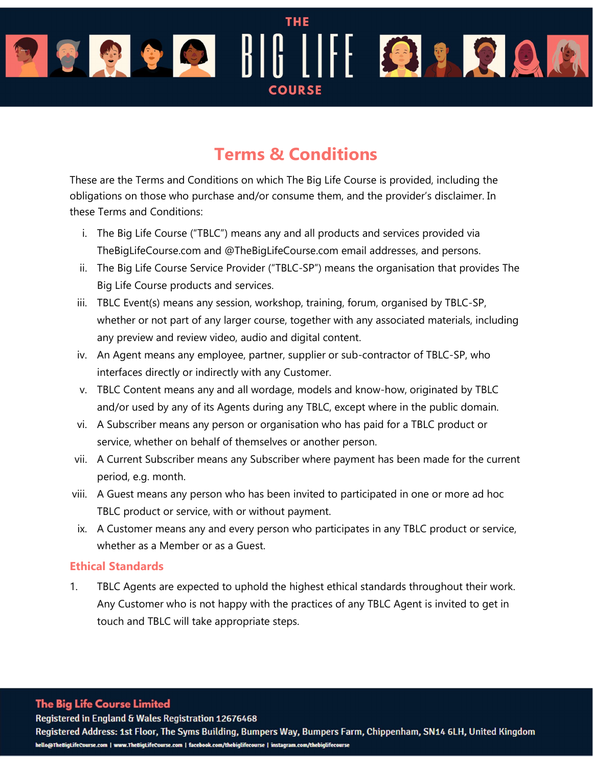# Terms & Conditions

These are the Terms and Conditions on which The Big Life Course is provided, including the obligations on those who purchase and/or consume them, and the provider's disclaimer. In these Terms and Conditions:

i. The Big Life Course ("TBLC") means any and all products and services provided via TheBigLifeCourse.com and @TheBigLifeCourse.com email addresses, and persons.
ii. The Big Life Course Service Provider ("TBLC-SP") means the organisation that provides The Big Life Course products and services.
iii. TBLC Event(s) means any session, workshop, training, forum, organised by TBLC-SP, whether or not part of any larger course, together with any associated materials, including any preview and review video, audio and digital content.
iv. An Agent means any employee, partner, supplier or sub-contractor of TBLC-SP, who interfaces directly or indirectly with any Customer.
v. TBLC Content means any and all wordage, models and know-how, originated by TBLC and/or used by any of its Agents during any TBLC, except where in the public domain.
vi. A Subscriber means any person or organisation who has paid for a TBLC product or service, whether on behalf of themselves or another person.
vii. A Current Subscriber means any Subscriber where payment has been made for the current period, e.g. month.
viii. A Guest means any person who has been invited to participated in one or more ad hoc TBLC product or service, with or without payment.
ix. A Customer means any and every person who participates in any TBLC product or service, whether as a Member or as a Guest.

## Ethical Standards

1. TBLC Agents are expected to uphold the highest ethical standards throughout their work. Any Customer who is not happy with the practices of any TBLC Agent is invited to get in touch and TBLC will take appropriate steps.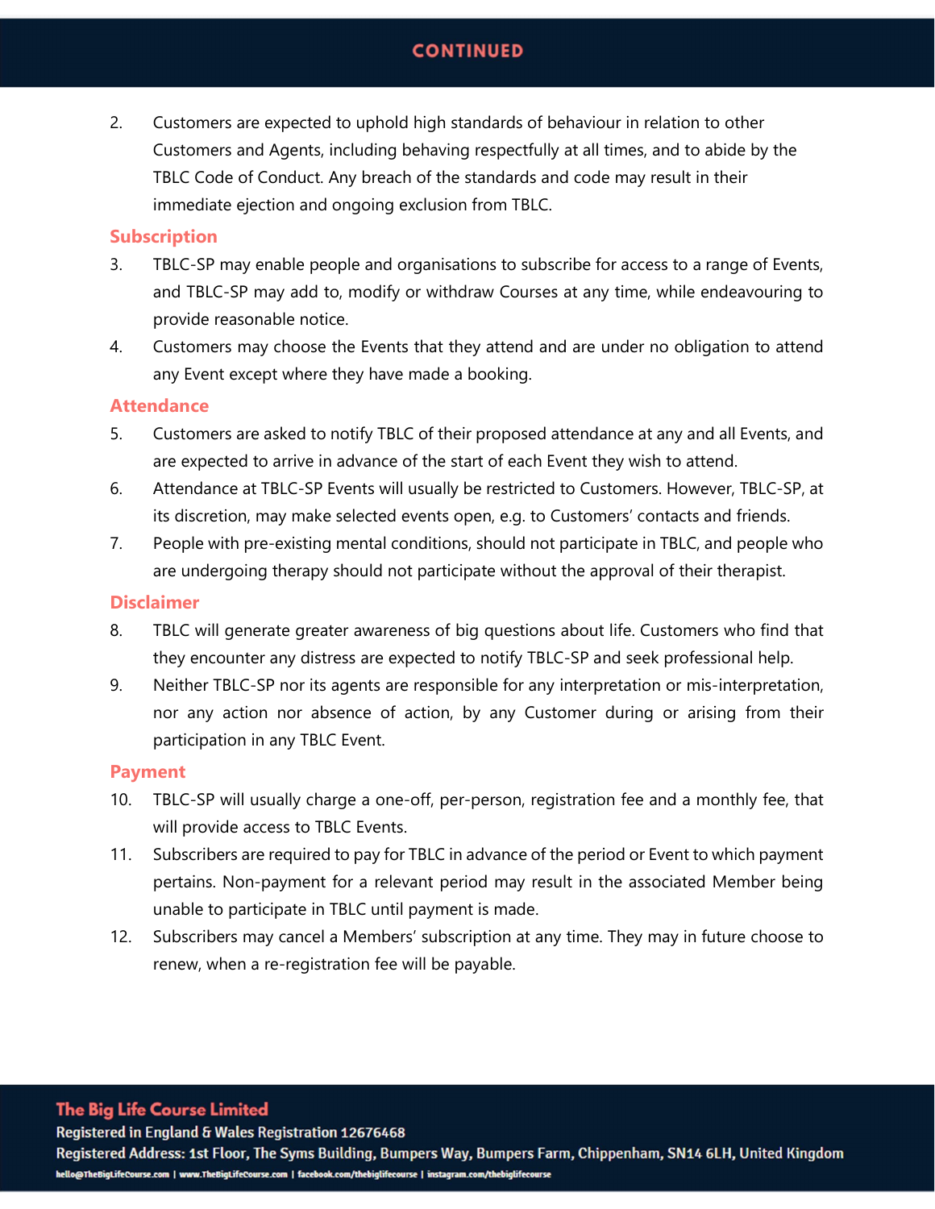CONTINUED

2. Customers are expected to uphold high standards of behaviour in relation to other Customers and Agents, including behaving respectfully at all times, and to abide by the TBLC Code of Conduct. Any breach of the standards and code may result in their immediate ejection and ongoing exclusion from TBLC.

## Subscription

3. TBLC-SP may enable people and organisations to subscribe for access to a range of Events, and TBLC-SP may add to, modify or withdraw Courses at any time, while endeavouring to provide reasonable notice.
4. Customers may choose the Events that they attend and are under no obligation to attend any Event except where they have made a booking.

## Attendance

5. Customers are asked to notify TBLC of their proposed attendance at any and all Events, and are expected to arrive in advance of the start of each Event they wish to attend.
6. Attendance at TBLC-SP Events will usually be restricted to Customers. However, TBLC-SP, at its discretion, may make selected events open, e.g. to Customers' contacts and friends.
7. People with pre-existing mental conditions, should not participate in TBLC, and people who are undergoing therapy should not participate without the approval of their therapist.

## Disclaimer

8. TBLC will generate greater awareness of big questions about life. Customers who find that they encounter any distress are expected to notify TBLC-SP and seek professional help.
9. Neither TBLC-SP nor its agents are responsible for any interpretation or mis-interpretation, nor any action nor absence of action, by any Customer during or arising from their participation in any TBLC Event.

## Payment

10. TBLC-SP will usually charge a one-off, per-person, registration fee and a monthly fee, that will provide access to TBLC Events.
11. Subscribers are required to pay for TBLC in advance of the period or Event to which payment pertains. Non-payment for a relevant period may result in the associated Member being unable to participate in TBLC until payment is made.
12. Subscribers may cancel a Members' subscription at any time. They may in future choose to renew, when a re-registration fee will be payable.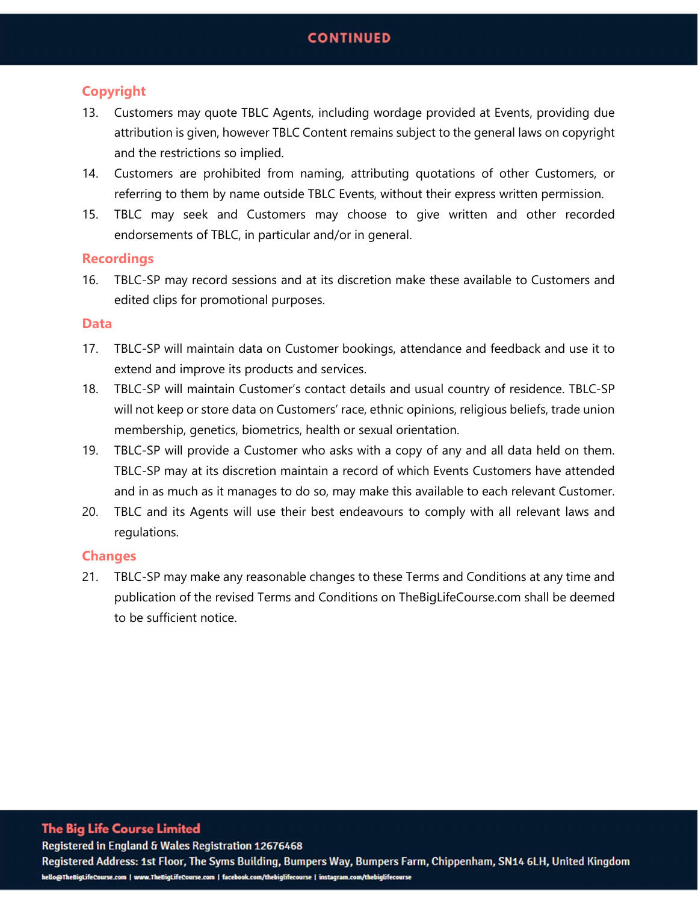## Copyright

13. Customers may quote TBLC Agents, including wordage provided at Events, providing due attribution is given, however TBLC Content remains subject to the general laws on copyright and the restrictions so implied.
14. Customers are prohibited from naming, attributing quotations of other Customers, or referring to them by name outside TBLC Events, without their express written permission.
15. TBLC may seek and Customers may choose to give written and other recorded endorsements of TBLC, in particular and/or in general.

## Recordings

16. TBLC-SP may record sessions and at its discretion make these available to Customers and edited clips for promotional purposes.

## Data

17. TBLC-SP will maintain data on Customer bookings, attendance and feedback and use it to extend and improve its products and services.
18. TBLC-SP will maintain Customer's contact details and usual country of residence. TBLC-SP will not keep or store data on Customers' race, ethnic opinions, religious beliefs, trade union membership, genetics, biometrics, health or sexual orientation.
19. TBLC-SP will provide a Customer who asks with a copy of any and all data held on them. TBLC-SP may at its discretion maintain a record of which Events Customers have attended and in as much as it manages to do so, may make this available to each relevant Customer.
20. TBLC and its Agents will use their best endeavours to comply with all relevant laws and regulations.

## Changes

21. TBLC-SP may make any reasonable changes to these Terms and Conditions at any time and publication of the revised Terms and Conditions on TheBigLifeCourse.com shall be deemed to be sufficient notice.